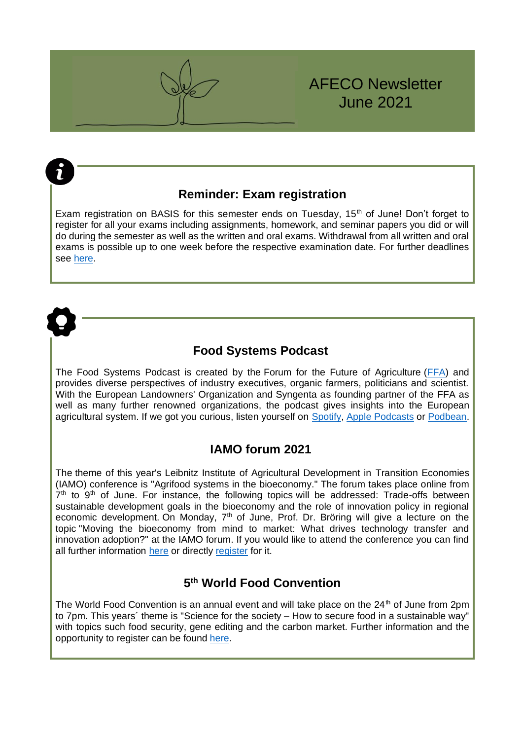# AFECO Newsletter June 2021

## Reminder: Exam registration

Exam registration on BASIS for this semester ends on Tuesday, 15th of June! Don't forget to register for all your exams including assignments, homework, and seminar papers you did or will do during the semester as well as the written and oral exams. Withdrawal from all written and oral exams is possible up to one week before the respective examination date. For further deadlines see here.

## Food Systems Podcast

The Food Systems Podcast is created by the Forum for the Future of Agriculture (FFA) and provides diverse perspectives of industry executives, organic farmers, politicians and scientist. With the European Landowners' Organization and Syngenta as founding partner of the FFA as well as many further renowned organizations, the podcast gives insights into the European agricultural system. If we got you curious, listen yourself on Spotify, Apple Podcasts or Podbean.

## IAMO forum 2021

The theme of this year's Leibnitz Institute of Agricultural Development in Transition Economies (IAMO) conference is "Agrifood systems in the bioeconomy." The forum takes place online from 7th to 9th of June. For instance, the following topics will be addressed: Trade-offs between sustainable development goals in the bioeconomy and the role of innovation policy in regional economic development. On Monday, 7th of June, Prof. Dr. Bröring will give a lecture on the topic "Moving the bioeconomy from mind to market: What drives technology transfer and innovation adoption?" at the IAMO forum. If you would like to attend the conference you can find all further information here or directly register for it.

## 5th World Food Convention

The World Food Convention is an annual event and will take place on the 24th of June from 2pm to 7pm. This years´ theme is "Science for the society – How to secure food in a sustainable way" with topics such food security, gene editing and the carbon market. Further information and the opportunity to register can be found here.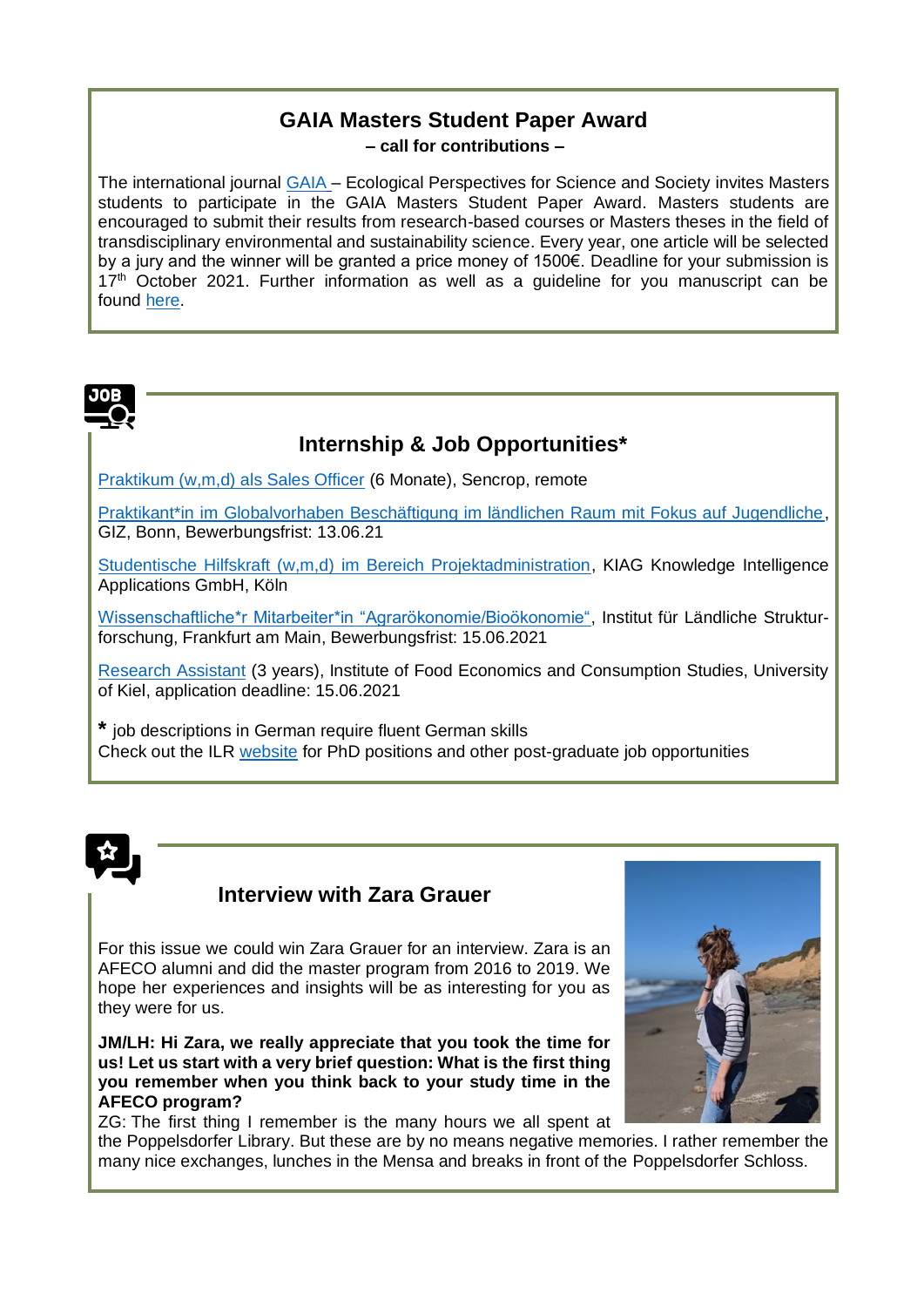## GAIA Masters Student Paper Award

**– call for contributions –**

The international journal GAIA – Ecological Perspectives for Science and Society invites Masters students to participate in the GAIA Masters Student Paper Award. Masters students are encouraged to submit their results from research-based courses or Masters theses in the field of transdisciplinary environmental and sustainability science. Every year, one article will be selected by a jury and the winner will be granted a price money of 1500€. Deadline for your submission is 17th October 2021. Further information as well as a guideline for you manuscript can be found here.

## Internship & Job Opportunities*

Praktikum (w,m,d) als Sales Officer (6 Monate), Sencrop, remote

Praktikant*in im Globalvorhaben Beschäftigung im ländlichen Raum mit Fokus auf Jugendliche, GIZ, Bonn, Bewerbungsfrist: 13.06.21

Studentische Hilfskraft (w,m,d) im Bereich Projektadministration, KIAG Knowledge Intelligence Applications GmbH, Köln

Wissenschaftliche*r Mitarbeiter*in "Agrarökonomie/Bioökonomie", Institut für Ländliche Strukturforschung, Frankfurt am Main, Bewerbungsfrist: 15.06.2021

Research Assistant (3 years), Institute of Food Economics and Consumption Studies, University of Kiel, application deadline: 15.06.2021

**\*** job descriptions in German require fluent German skills
Check out the ILR website for PhD positions and other post-graduate job opportunities

## Interview with Zara Grauer

For this issue we could win Zara Grauer for an interview. Zara is an AFECO alumni and did the master program from 2016 to 2019. We hope her experiences and insights will be as interesting for you as they were for us.

**JM/LH: Hi Zara, we really appreciate that you took the time for us! Let us start with a very brief question: What is the first thing you remember when you think back to your study time in the AFECO program?**

ZG: The first thing I remember is the many hours we all spent at the Poppelsdorfer Library. But these are by no means negative memories. I rather remember the many nice exchanges, lunches in the Mensa and breaks in front of the Poppelsdorfer Schloss.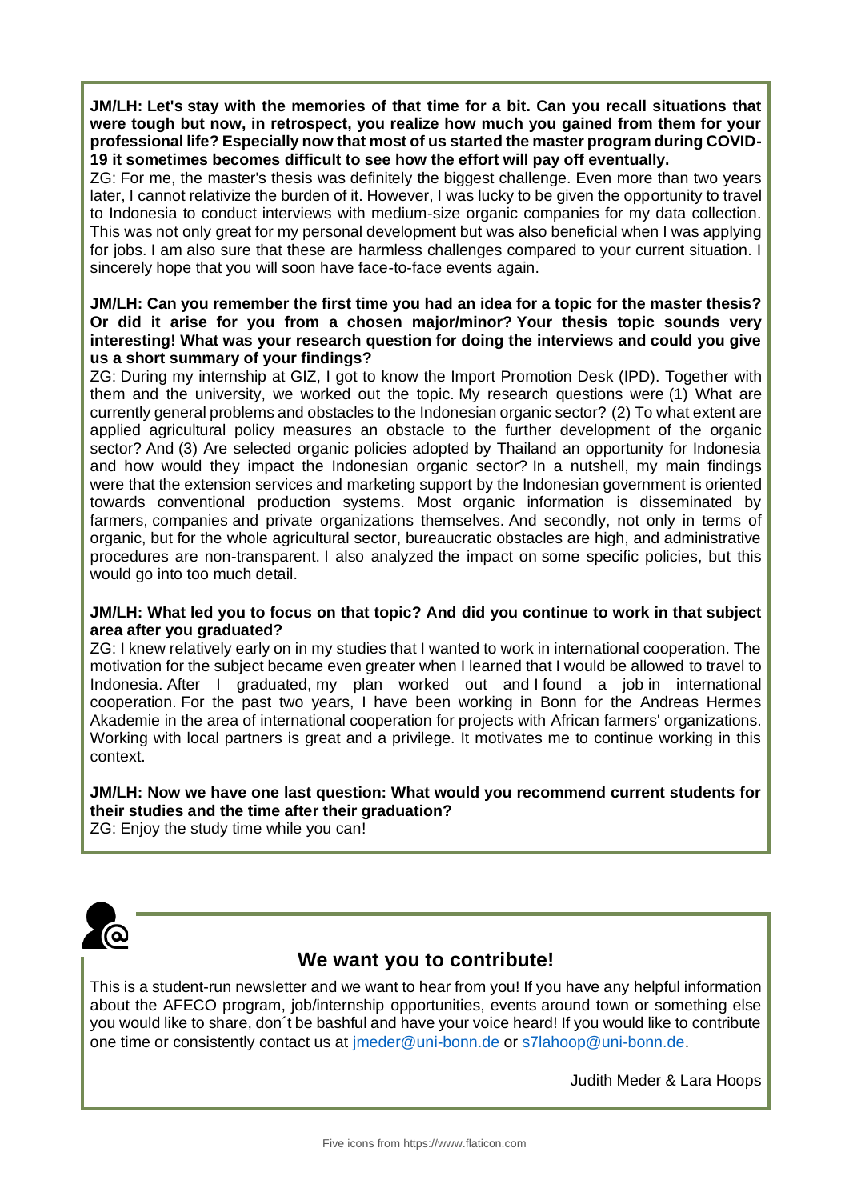**JM/LH: Let's stay with the memories of that time for a bit. Can you recall situations that were tough but now, in retrospect, you realize how much you gained from them for your professional life? Especially now that most of us started the master program during COVID-19 it sometimes becomes difficult to see how the effort will pay off eventually.**

ZG: For me, the master's thesis was definitely the biggest challenge. Even more than two years later, I cannot relativize the burden of it. However, I was lucky to be given the opportunity to travel to Indonesia to conduct interviews with medium-size organic companies for my data collection. This was not only great for my personal development but was also beneficial when I was applying for jobs. I am also sure that these are harmless challenges compared to your current situation. I sincerely hope that you will soon have face-to-face events again.

**JM/LH: Can you remember the first time you had an idea for a topic for the master thesis? Or did it arise for you from a chosen major/minor? Your thesis topic sounds very interesting! What was your research question for doing the interviews and could you give us a short summary of your findings?**

ZG: During my internship at GIZ, I got to know the Import Promotion Desk (IPD). Together with them and the university, we worked out the topic. My research questions were (1) What are currently general problems and obstacles to the Indonesian organic sector? (2) To what extent are applied agricultural policy measures an obstacle to the further development of the organic sector? And (3) Are selected organic policies adopted by Thailand an opportunity for Indonesia and how would they impact the Indonesian organic sector? In a nutshell, my main findings were that the extension services and marketing support by the Indonesian government is oriented towards conventional production systems. Most organic information is disseminated by farmers, companies and private organizations themselves. And secondly, not only in terms of organic, but for the whole agricultural sector, bureaucratic obstacles are high, and administrative procedures are non-transparent. I also analyzed the impact on some specific policies, but this would go into too much detail.

**JM/LH: What led you to focus on that topic? And did you continue to work in that subject area after you graduated?**

ZG: I knew relatively early on in my studies that I wanted to work in international cooperation. The motivation for the subject became even greater when I learned that I would be allowed to travel to Indonesia. After I graduated, my plan worked out and I found a job in international cooperation. For the past two years, I have been working in Bonn for the Andreas Hermes Akademie in the area of international cooperation for projects with African farmers' organizations. Working with local partners is great and a privilege. It motivates me to continue working in this context.

**JM/LH: Now we have one last question: What would you recommend current students for their studies and the time after their graduation?**

ZG: Enjoy the study time while you can!

## We want you to contribute!

This is a student-run newsletter and we want to hear from you! If you have any helpful information about the AFECO program, job/internship opportunities, events around town or something else you would like to share, don´t be bashful and have your voice heard! If you would like to contribute one time or consistently contact us at jmeder@uni-bonn.de or s7lahoop@uni-bonn.de.

Judith Meder & Lara Hoops

Five icons from https://www.flaticon.com